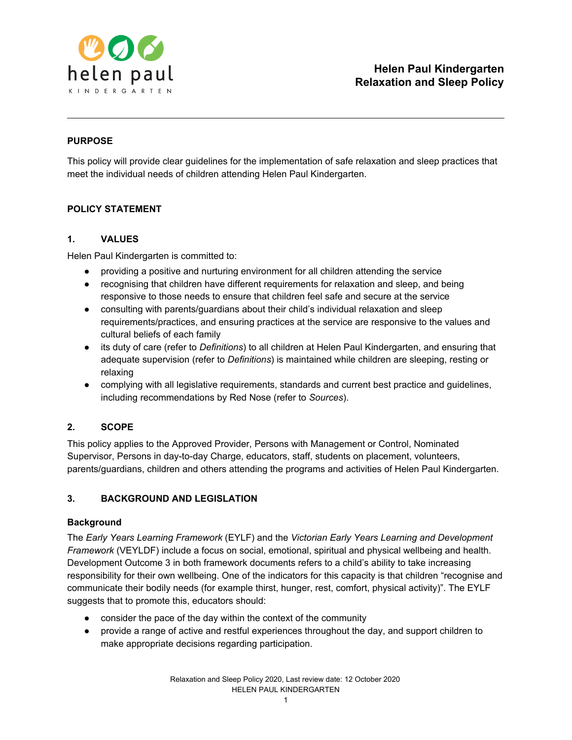# Helen Paul Kindergarten
# Relaxation and Sleep Policy

---

## PURPOSE

This policy will provide clear guidelines for the implementation of safe relaxation and sleep practices that meet the individual needs of children attending Helen Paul Kindergarten.

## POLICY STATEMENT

### 1. VALUES

Helen Paul Kindergarten is committed to:

- providing a positive and nurturing environment for all children attending the service
- recognising that children have different requirements for relaxation and sleep, and being responsive to those needs to ensure that children feel safe and secure at the service
- consulting with parents/guardians about their child's individual relaxation and sleep requirements/practices, and ensuring practices at the service are responsive to the values and cultural beliefs of each family
- its duty of care (refer to *Definitions*) to all children at Helen Paul Kindergarten, and ensuring that adequate supervision (refer to *Definitions*) is maintained while children are sleeping, resting or relaxing
- complying with all legislative requirements, standards and current best practice and guidelines, including recommendations by Red Nose (refer to *Sources*).

### 2. SCOPE

This policy applies to the Approved Provider, Persons with Management or Control, Nominated Supervisor, Persons in day-to-day Charge, educators, staff, students on placement, volunteers, parents/guardians, children and others attending the programs and activities of Helen Paul Kindergarten.

### 3. BACKGROUND AND LEGISLATION

#### Background

The *Early Years Learning Framework* (EYLF) and the *Victorian Early Years Learning and Development Framework* (VEYLDF) include a focus on social, emotional, spiritual and physical wellbeing and health. Development Outcome 3 in both framework documents refers to a child's ability to take increasing responsibility for their own wellbeing. One of the indicators for this capacity is that children "recognise and communicate their bodily needs (for example thirst, hunger, rest, comfort, physical activity)". The EYLF suggests that to promote this, educators should:

- consider the pace of the day within the context of the community
- provide a range of active and restful experiences throughout the day, and support children to make appropriate decisions regarding participation.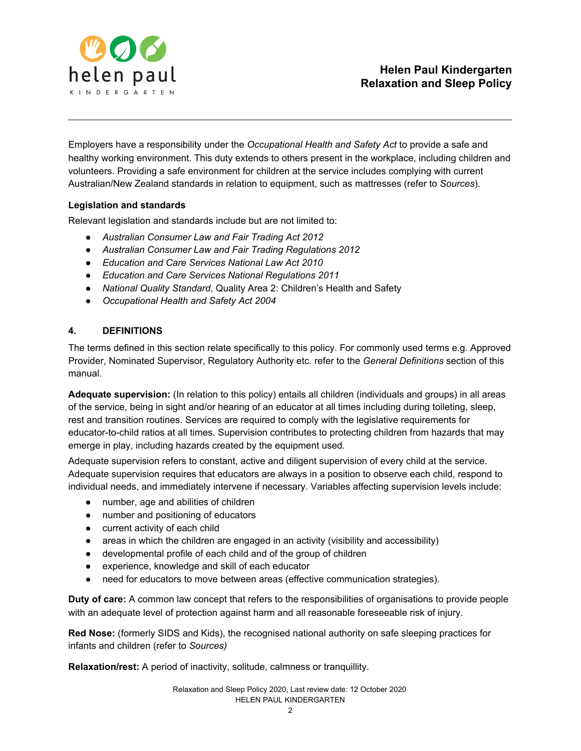Employers have a responsibility under the *Occupational Health and Safety Act* to provide a safe and healthy working environment. This duty extends to others present in the workplace, including children and volunteers. Providing a safe environment for children at the service includes complying with current Australian/New Zealand standards in relation to equipment, such as mattresses (refer to *Sources*).

**Legislation and standards**

Relevant legislation and standards include but are not limited to:

- *Australian Consumer Law and Fair Trading Act 2012*
- *Australian Consumer Law and Fair Trading Regulations 2012*
- *Education and Care Services National Law Act 2010*
- *Education and Care Services National Regulations 2011*
- *National Quality Standard*, Quality Area 2: Children's Health and Safety
- *Occupational Health and Safety Act 2004*

## 4. DEFINITIONS

The terms defined in this section relate specifically to this policy. For commonly used terms e.g. Approved Provider, Nominated Supervisor, Regulatory Authority etc. refer to the *General Definitions* section of this manual.

**Adequate supervision:** (In relation to this policy) entails all children (individuals and groups) in all areas of the service, being in sight and/or hearing of an educator at all times including during toileting, sleep, rest and transition routines. Services are required to comply with the legislative requirements for educator-to-child ratios at all times. Supervision contributes to protecting children from hazards that may emerge in play, including hazards created by the equipment used.

Adequate supervision refers to constant, active and diligent supervision of every child at the service. Adequate supervision requires that educators are always in a position to observe each child, respond to individual needs, and immediately intervene if necessary. Variables affecting supervision levels include:

- number, age and abilities of children
- number and positioning of educators
- current activity of each child
- areas in which the children are engaged in an activity (visibility and accessibility)
- developmental profile of each child and of the group of children
- experience, knowledge and skill of each educator
- need for educators to move between areas (effective communication strategies).

**Duty of care:** A common law concept that refers to the responsibilities of organisations to provide people with an adequate level of protection against harm and all reasonable foreseeable risk of injury.

**Red Nose:** (formerly SIDS and Kids), the recognised national authority on safe sleeping practices for infants and children (refer to *Sources)*

**Relaxation/rest:** A period of inactivity, solitude, calmness or tranquillity.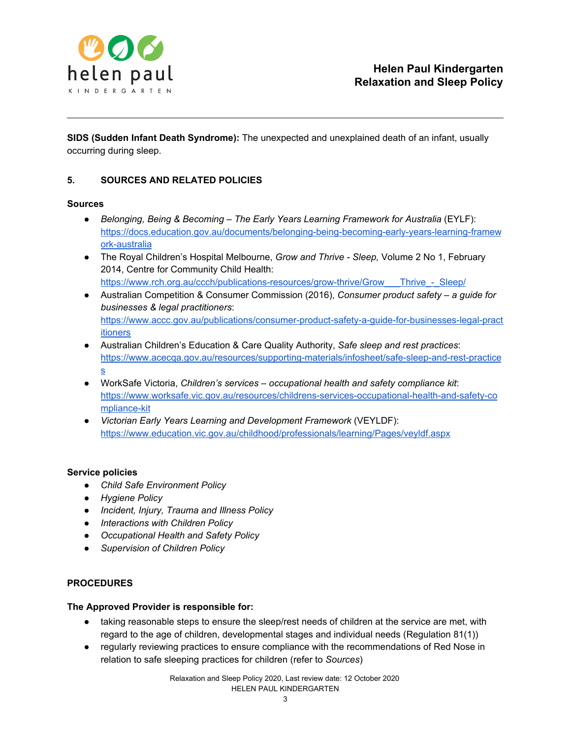**SIDS (Sudden Infant Death Syndrome):** The unexpected and unexplained death of an infant, usually occurring during sleep.

## 5. SOURCES AND RELATED POLICIES

### Sources

- *Belonging, Being & Becoming – The Early Years Learning Framework for Australia* (EYLF): https://docs.education.gov.au/documents/belonging-being-becoming-early-years-learning-framework-australia
- The Royal Children's Hospital Melbourne, *Grow and Thrive - Sleep,* Volume 2 No 1, February 2014, Centre for Community Child Health: https://www.rch.org.au/ccch/publications-resources/grow-thrive/Grow___Thrive_-_Sleep/
- Australian Competition & Consumer Commission (2016), *Consumer product safety – a guide for businesses & legal practitioners*: https://www.accc.gov.au/publications/consumer-product-safety-a-guide-for-businesses-legal-practitioners
- Australian Children's Education & Care Quality Authority, *Safe sleep and rest practices*: https://www.acecqa.gov.au/resources/supporting-materials/infosheet/safe-sleep-and-rest-practices
- WorkSafe Victoria, *Children's services – occupational health and safety compliance kit*: https://www.worksafe.vic.gov.au/resources/childrens-services-occupational-health-and-safety-compliance-kit
- *Victorian Early Years Learning and Development Framework* (VEYLDF): https://www.education.vic.gov.au/childhood/professionals/learning/Pages/veyldf.aspx

### Service policies

- *Child Safe Environment Policy*
- *Hygiene Policy*
- *Incident, Injury, Trauma and Illness Policy*
- *Interactions with Children Policy*
- *Occupational Health and Safety Policy*
- *Supervision of Children Policy*

## PROCEDURES

### The Approved Provider is responsible for:

- taking reasonable steps to ensure the sleep/rest needs of children at the service are met, with regard to the age of children, developmental stages and individual needs (Regulation 81(1))
- regularly reviewing practices to ensure compliance with the recommendations of Red Nose in relation to safe sleeping practices for children (refer to *Sources*)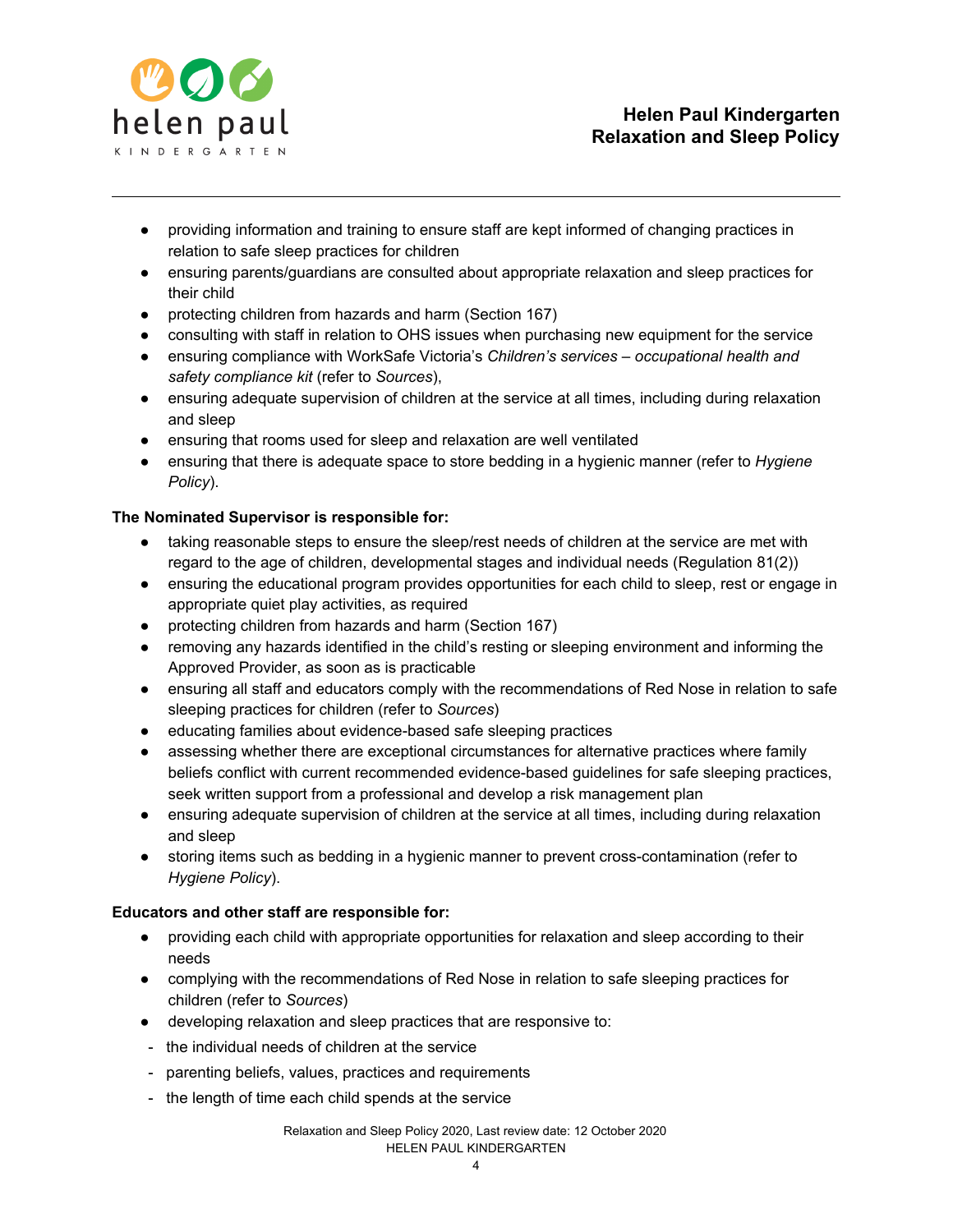- providing information and training to ensure staff are kept informed of changing practices in relation to safe sleep practices for children
- ensuring parents/guardians are consulted about appropriate relaxation and sleep practices for their child
- protecting children from hazards and harm (Section 167)
- consulting with staff in relation to OHS issues when purchasing new equipment for the service
- ensuring compliance with WorkSafe Victoria's *Children's services – occupational health and safety compliance kit* (refer to *Sources*),
- ensuring adequate supervision of children at the service at all times, including during relaxation and sleep
- ensuring that rooms used for sleep and relaxation are well ventilated
- ensuring that there is adequate space to store bedding in a hygienic manner (refer to *Hygiene Policy*).

**The Nominated Supervisor is responsible for:**

- taking reasonable steps to ensure the sleep/rest needs of children at the service are met with regard to the age of children, developmental stages and individual needs (Regulation 81(2))
- ensuring the educational program provides opportunities for each child to sleep, rest or engage in appropriate quiet play activities, as required
- protecting children from hazards and harm (Section 167)
- removing any hazards identified in the child's resting or sleeping environment and informing the Approved Provider, as soon as is practicable
- ensuring all staff and educators comply with the recommendations of Red Nose in relation to safe sleeping practices for children (refer to *Sources*)
- educating families about evidence-based safe sleeping practices
- assessing whether there are exceptional circumstances for alternative practices where family beliefs conflict with current recommended evidence-based guidelines for safe sleeping practices, seek written support from a professional and develop a risk management plan
- ensuring adequate supervision of children at the service at all times, including during relaxation and sleep
- storing items such as bedding in a hygienic manner to prevent cross-contamination (refer to *Hygiene Policy*).

**Educators and other staff are responsible for:**

- providing each child with appropriate opportunities for relaxation and sleep according to their needs
- complying with the recommendations of Red Nose in relation to safe sleeping practices for children (refer to *Sources*)
- developing relaxation and sleep practices that are responsive to:
  - the individual needs of children at the service
  - parenting beliefs, values, practices and requirements
  - the length of time each child spends at the service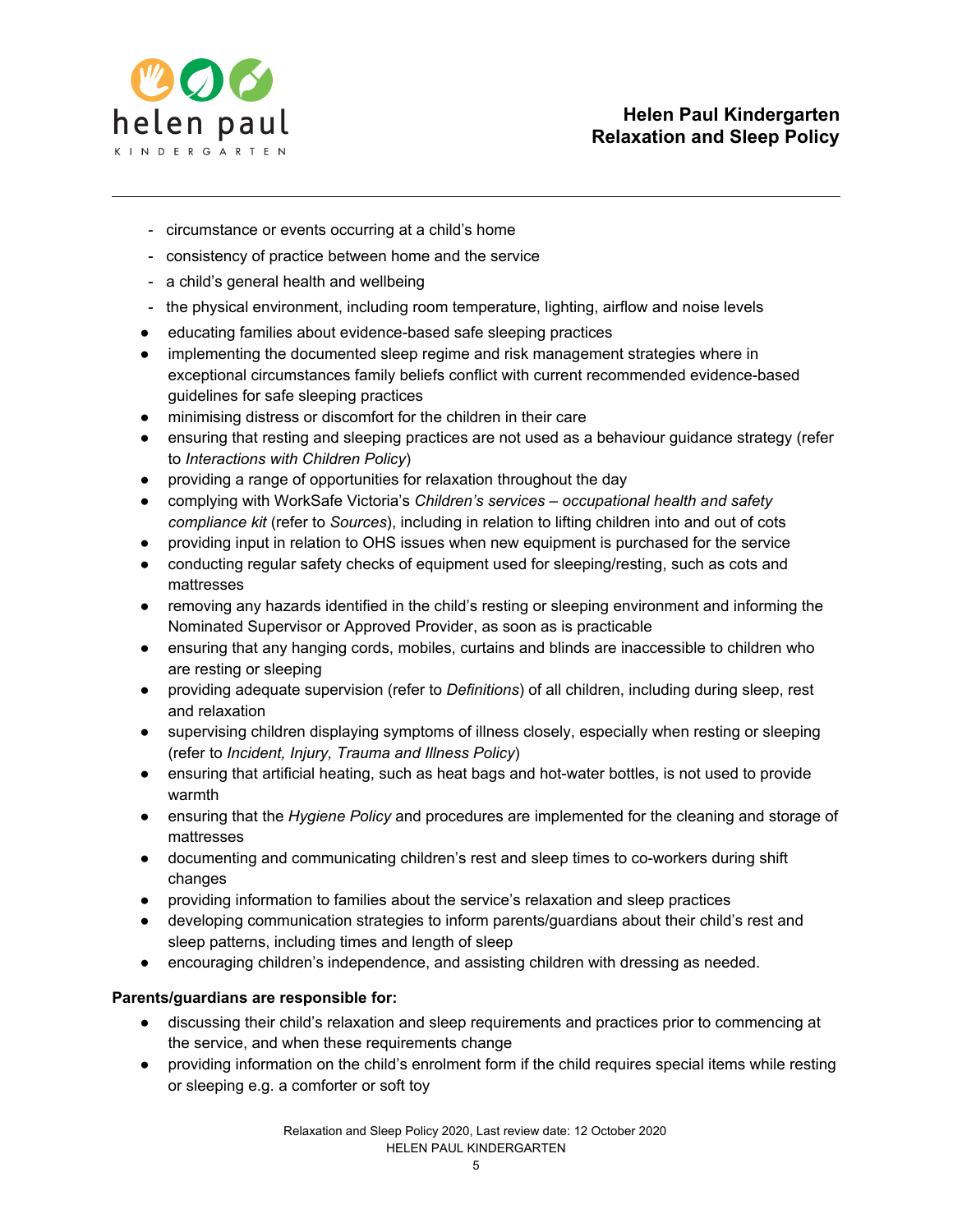- circumstance or events occurring at a child's home
  - consistency of practice between home and the service
  - a child's general health and wellbeing
  - the physical environment, including room temperature, lighting, airflow and noise levels
- educating families about evidence-based safe sleeping practices
- implementing the documented sleep regime and risk management strategies where in exceptional circumstances family beliefs conflict with current recommended evidence-based guidelines for safe sleeping practices
- minimising distress or discomfort for the children in their care
- ensuring that resting and sleeping practices are not used as a behaviour guidance strategy (refer to *Interactions with Children Policy*)
- providing a range of opportunities for relaxation throughout the day
- complying with WorkSafe Victoria's *Children's services – occupational health and safety compliance kit* (refer to *Sources*), including in relation to lifting children into and out of cots
- providing input in relation to OHS issues when new equipment is purchased for the service
- conducting regular safety checks of equipment used for sleeping/resting, such as cots and mattresses
- removing any hazards identified in the child's resting or sleeping environment and informing the Nominated Supervisor or Approved Provider, as soon as is practicable
- ensuring that any hanging cords, mobiles, curtains and blinds are inaccessible to children who are resting or sleeping
- providing adequate supervision (refer to *Definitions*) of all children, including during sleep, rest and relaxation
- supervising children displaying symptoms of illness closely, especially when resting or sleeping (refer to *Incident, Injury, Trauma and Illness Policy*)
- ensuring that artificial heating, such as heat bags and hot-water bottles, is not used to provide warmth
- ensuring that the *Hygiene Policy* and procedures are implemented for the cleaning and storage of mattresses
- documenting and communicating children's rest and sleep times to co-workers during shift changes
- providing information to families about the service's relaxation and sleep practices
- developing communication strategies to inform parents/guardians about their child's rest and sleep patterns, including times and length of sleep
- encouraging children's independence, and assisting children with dressing as needed.

**Parents/guardians are responsible for:**

- discussing their child's relaxation and sleep requirements and practices prior to commencing at the service, and when these requirements change
- providing information on the child's enrolment form if the child requires special items while resting or sleeping e.g. a comforter or soft toy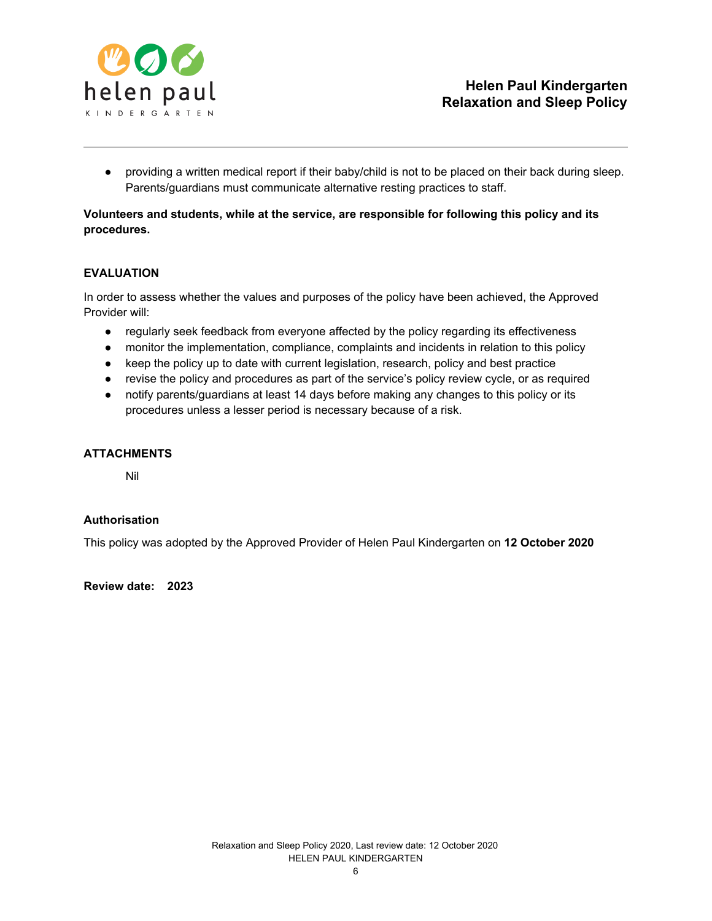- providing a written medical report if their baby/child is not to be placed on their back during sleep. Parents/guardians must communicate alternative resting practices to staff.

**Volunteers and students, while at the service, are responsible for following this policy and its procedures.**

## EVALUATION

In order to assess whether the values and purposes of the policy have been achieved, the Approved Provider will:

- regularly seek feedback from everyone affected by the policy regarding its effectiveness
- monitor the implementation, compliance, complaints and incidents in relation to this policy
- keep the policy up to date with current legislation, research, policy and best practice
- revise the policy and procedures as part of the service's policy review cycle, or as required
- notify parents/guardians at least 14 days before making any changes to this policy or its procedures unless a lesser period is necessary because of a risk.

## ATTACHMENTS

Nil

### Authorisation

This policy was adopted by the Approved Provider of Helen Paul Kindergarten on **12 October 2020**

**Review date: 2023**